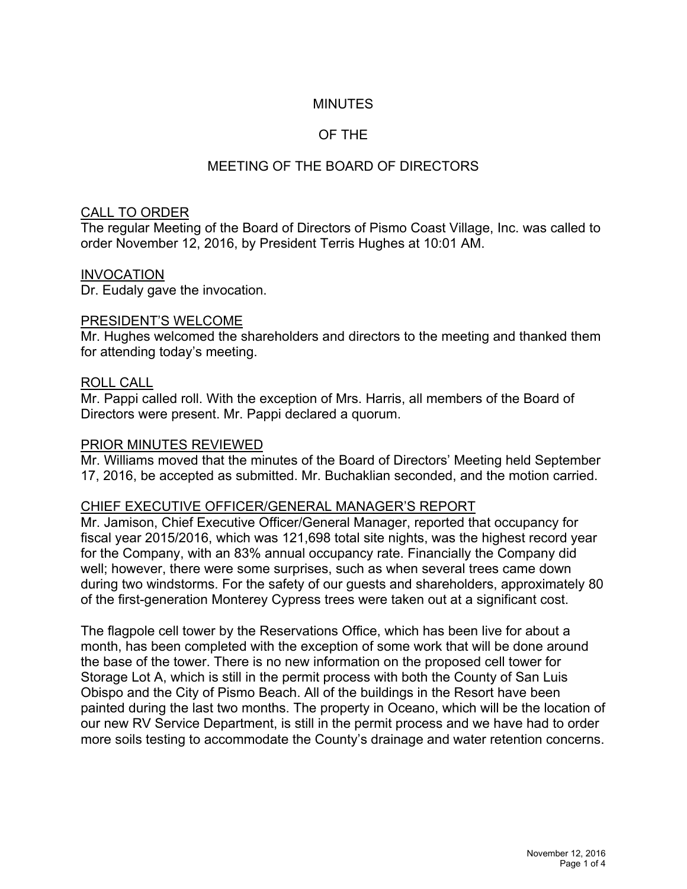# MINUTES

# OF THE

# MEETING OF THE BOARD OF DIRECTORS

## CALL TO ORDER

The regular Meeting of the Board of Directors of Pismo Coast Village, Inc. was called to order November 12, 2016, by President Terris Hughes at 10:01 AM.

## INVOCATION

Dr. Eudaly gave the invocation.

## PRESIDENT'S WELCOME

Mr. Hughes welcomed the shareholders and directors to the meeting and thanked them for attending today's meeting.

## ROLL CALL

Mr. Pappi called roll. With the exception of Mrs. Harris, all members of the Board of Directors were present. Mr. Pappi declared a quorum.

## PRIOR MINUTES REVIEWED

Mr. Williams moved that the minutes of the Board of Directors' Meeting held September 17, 2016, be accepted as submitted. Mr. Buchaklian seconded, and the motion carried.

## CHIEF EXECUTIVE OFFICER/GENERAL MANAGER'S REPORT

Mr. Jamison, Chief Executive Officer/General Manager, reported that occupancy for fiscal year 2015/2016, which was 121,698 total site nights, was the highest record year for the Company, with an 83% annual occupancy rate. Financially the Company did well; however, there were some surprises, such as when several trees came down during two windstorms. For the safety of our guests and shareholders, approximately 80 of the first-generation Monterey Cypress trees were taken out at a significant cost.

The flagpole cell tower by the Reservations Office, which has been live for about a month, has been completed with the exception of some work that will be done around the base of the tower. There is no new information on the proposed cell tower for Storage Lot A, which is still in the permit process with both the County of San Luis Obispo and the City of Pismo Beach. All of the buildings in the Resort have been painted during the last two months. The property in Oceano, which will be the location of our new RV Service Department, is still in the permit process and we have had to order more soils testing to accommodate the County's drainage and water retention concerns.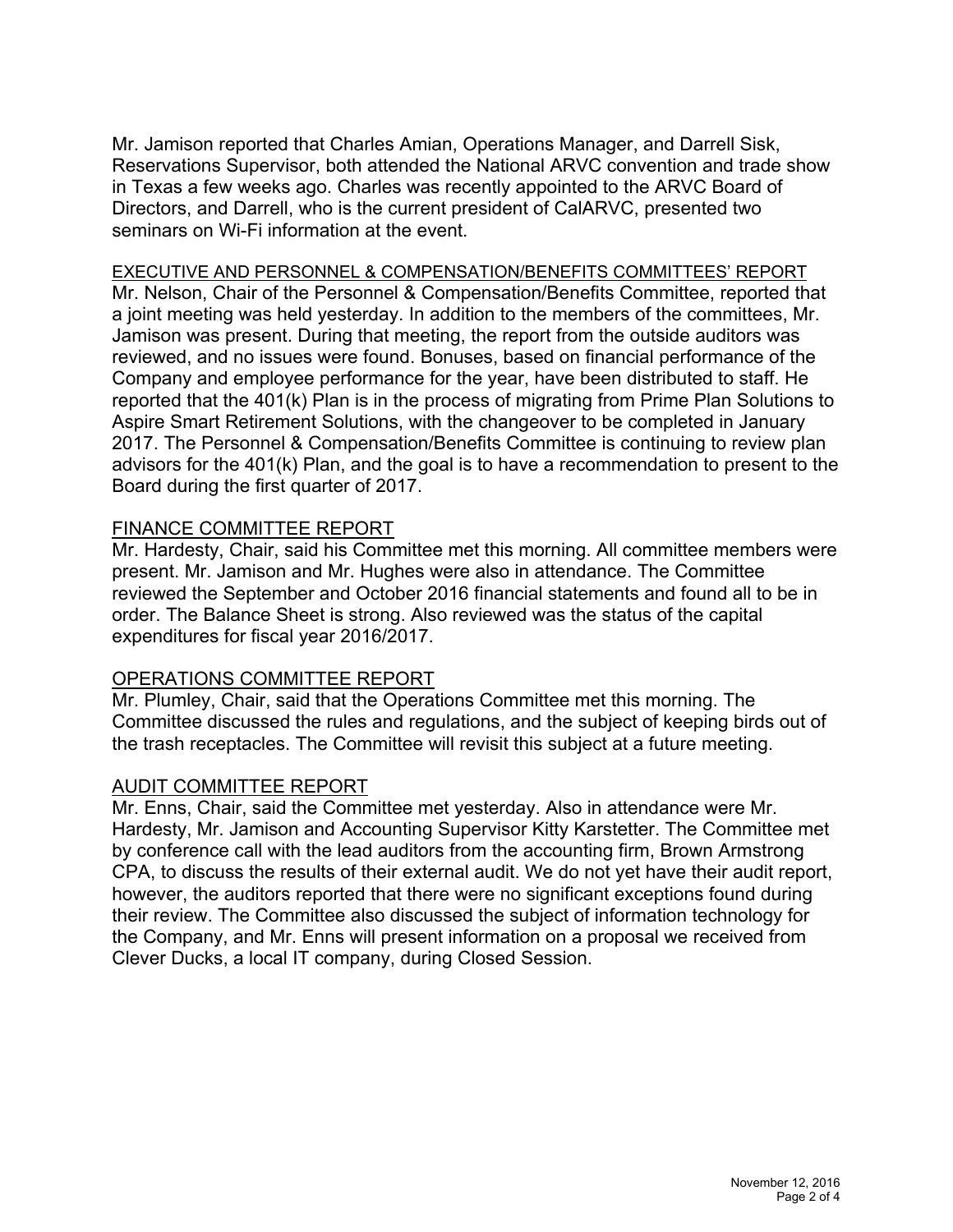Mr. Jamison reported that Charles Amian, Operations Manager, and Darrell Sisk, Reservations Supervisor, both attended the National ARVC convention and trade show in Texas a few weeks ago. Charles was recently appointed to the ARVC Board of Directors, and Darrell, who is the current president of CalARVC, presented two seminars on Wi-Fi information at the event.

EXECUTIVE AND PERSONNEL & COMPENSATION/BENEFITS COMMITTEES' REPORT

Mr. Nelson, Chair of the Personnel & Compensation/Benefits Committee, reported that a joint meeting was held yesterday. In addition to the members of the committees, Mr. Jamison was present. During that meeting, the report from the outside auditors was reviewed, and no issues were found. Bonuses, based on financial performance of the Company and employee performance for the year, have been distributed to staff. He reported that the 401(k) Plan is in the process of migrating from Prime Plan Solutions to Aspire Smart Retirement Solutions, with the changeover to be completed in January 2017. The Personnel & Compensation/Benefits Committee is continuing to review plan advisors for the 401(k) Plan, and the goal is to have a recommendation to present to the Board during the first quarter of 2017.

FINANCE COMMITTEE REPORT

Mr. Hardesty, Chair, said his Committee met this morning. All committee members were present. Mr. Jamison and Mr. Hughes were also in attendance. The Committee reviewed the September and October 2016 financial statements and found all to be in order. The Balance Sheet is strong. Also reviewed was the status of the capital expenditures for fiscal year 2016/2017.

OPERATIONS COMMITTEE REPORT

Mr. Plumley, Chair, said that the Operations Committee met this morning. The Committee discussed the rules and regulations, and the subject of keeping birds out of the trash receptacles. The Committee will revisit this subject at a future meeting.

AUDIT COMMITTEE REPORT

Mr. Enns, Chair, said the Committee met yesterday. Also in attendance were Mr. Hardesty, Mr. Jamison and Accounting Supervisor Kitty Karstetter. The Committee met by conference call with the lead auditors from the accounting firm, Brown Armstrong CPA, to discuss the results of their external audit. We do not yet have their audit report, however, the auditors reported that there were no significant exceptions found during their review. The Committee also discussed the subject of information technology for the Company, and Mr. Enns will present information on a proposal we received from Clever Ducks, a local IT company, during Closed Session.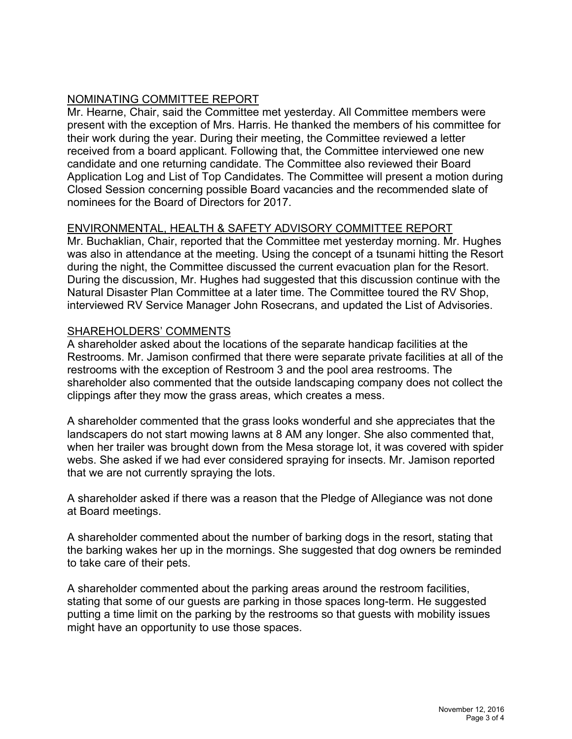## NOMINATING COMMITTEE REPORT

Mr. Hearne, Chair, said the Committee met yesterday. All Committee members were present with the exception of Mrs. Harris. He thanked the members of his committee for their work during the year. During their meeting, the Committee reviewed a letter received from a board applicant. Following that, the Committee interviewed one new candidate and one returning candidate. The Committee also reviewed their Board Application Log and List of Top Candidates. The Committee will present a motion during Closed Session concerning possible Board vacancies and the recommended slate of nominees for the Board of Directors for 2017.

## ENVIRONMENTAL, HEALTH & SAFETY ADVISORY COMMITTEE REPORT

Mr. Buchaklian, Chair, reported that the Committee met yesterday morning. Mr. Hughes was also in attendance at the meeting. Using the concept of a tsunami hitting the Resort during the night, the Committee discussed the current evacuation plan for the Resort. During the discussion, Mr. Hughes had suggested that this discussion continue with the Natural Disaster Plan Committee at a later time. The Committee toured the RV Shop, interviewed RV Service Manager John Rosecrans, and updated the List of Advisories.

## SHAREHOLDERS' COMMENTS

A shareholder asked about the locations of the separate handicap facilities at the Restrooms. Mr. Jamison confirmed that there were separate private facilities at all of the restrooms with the exception of Restroom 3 and the pool area restrooms. The shareholder also commented that the outside landscaping company does not collect the clippings after they mow the grass areas, which creates a mess.

A shareholder commented that the grass looks wonderful and she appreciates that the landscapers do not start mowing lawns at 8 AM any longer. She also commented that, when her trailer was brought down from the Mesa storage lot, it was covered with spider webs. She asked if we had ever considered spraying for insects. Mr. Jamison reported that we are not currently spraying the lots.

A shareholder asked if there was a reason that the Pledge of Allegiance was not done at Board meetings.

A shareholder commented about the number of barking dogs in the resort, stating that the barking wakes her up in the mornings. She suggested that dog owners be reminded to take care of their pets.

A shareholder commented about the parking areas around the restroom facilities, stating that some of our guests are parking in those spaces long-term. He suggested putting a time limit on the parking by the restrooms so that guests with mobility issues might have an opportunity to use those spaces.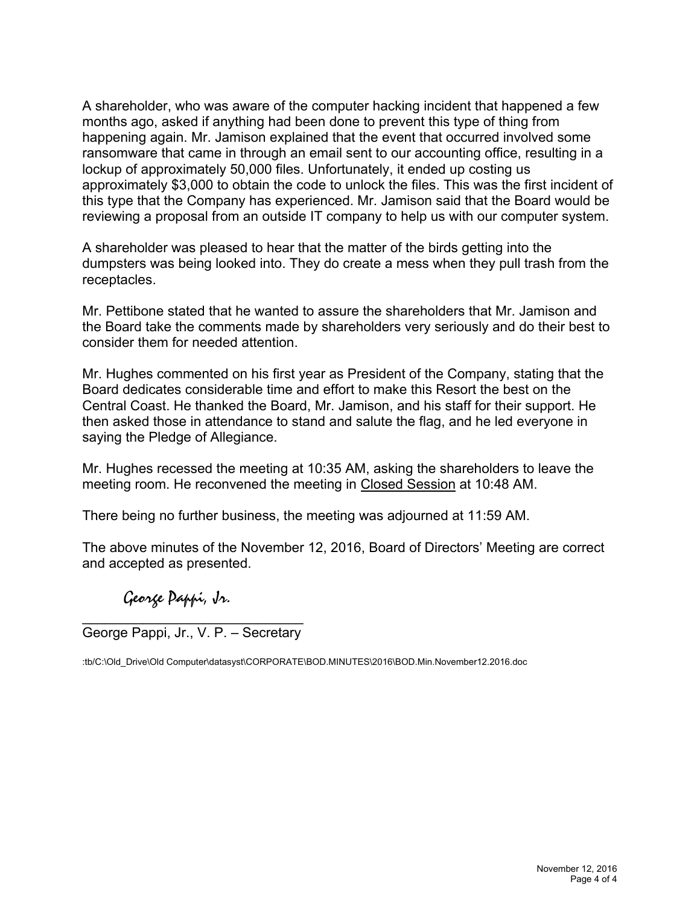A shareholder, who was aware of the computer hacking incident that happened a few months ago, asked if anything had been done to prevent this type of thing from happening again. Mr. Jamison explained that the event that occurred involved some ransomware that came in through an email sent to our accounting office, resulting in a lockup of approximately 50,000 files. Unfortunately, it ended up costing us approximately $3,000 to obtain the code to unlock the files. This was the first incident of this type that the Company has experienced. Mr. Jamison said that the Board would be reviewing a proposal from an outside IT company to help us with our computer system.

A shareholder was pleased to hear that the matter of the birds getting into the dumpsters was being looked into. They do create a mess when they pull trash from the receptacles.

Mr. Pettibone stated that he wanted to assure the shareholders that Mr. Jamison and the Board take the comments made by shareholders very seriously and do their best to consider them for needed attention.

Mr. Hughes commented on his first year as President of the Company, stating that the Board dedicates considerable time and effort to make this Resort the best on the Central Coast. He thanked the Board, Mr. Jamison, and his staff for their support. He then asked those in attendance to stand and salute the flag, and he led everyone in saying the Pledge of Allegiance.

Mr. Hughes recessed the meeting at 10:35 AM, asking the shareholders to leave the meeting room. He reconvened the meeting in Closed Session at 10:48 AM.

There being no further business, the meeting was adjourned at 11:59 AM.

The above minutes of the November 12, 2016, Board of Directors' Meeting are correct and accepted as presented.

*George Pappi, Jr.*

______________________________

George Pappi, Jr., V. P. – Secretary

:tb/C:\Old_Drive\Old Computer\datasyst\CORPORATE\BOD.MINUTES\2016\BOD.Min.November12.2016.doc